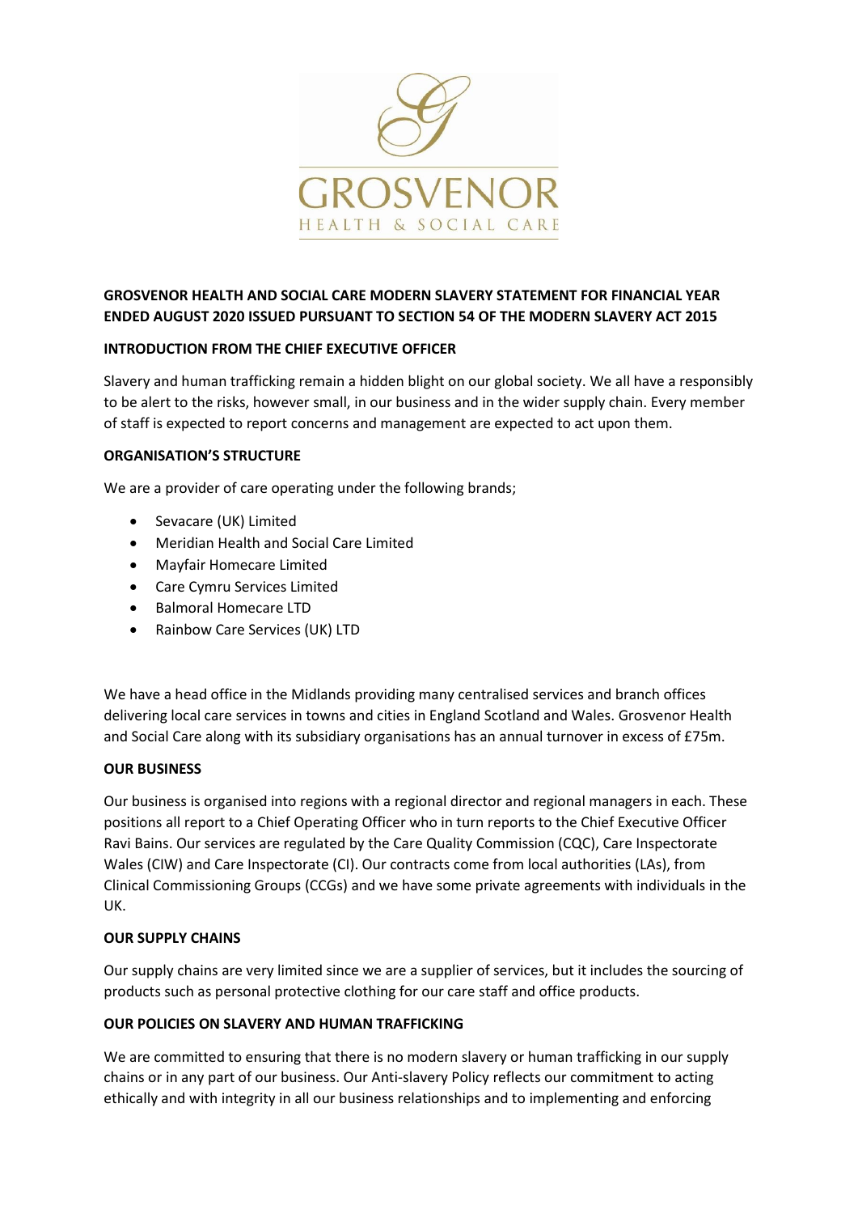GROSVENOR
HEALTH & SOCIAL CARE

**GROSVENOR HEALTH AND SOCIAL CARE MODERN SLAVERY STATEMENT FOR FINANCIAL YEAR ENDED AUGUST 2020 ISSUED PURSUANT TO SECTION 54 OF THE MODERN SLAVERY ACT 2015**

**INTRODUCTION FROM THE CHIEF EXECUTIVE OFFICER**

Slavery and human trafficking remain a hidden blight on our global society. We all have a responsibly to be alert to the risks, however small, in our business and in the wider supply chain. Every member of staff is expected to report concerns and management are expected to act upon them.

**ORGANISATION'S STRUCTURE**

We are a provider of care operating under the following brands;

- Sevacare (UK) Limited
- Meridian Health and Social Care Limited
- Mayfair Homecare Limited
- Care Cymru Services Limited
- Balmoral Homecare LTD
- Rainbow Care Services (UK) LTD

We have a head office in the Midlands providing many centralised services and branch offices delivering local care services in towns and cities in England Scotland and Wales. Grosvenor Health and Social Care along with its subsidiary organisations has an annual turnover in excess of £75m.

**OUR BUSINESS**

Our business is organised into regions with a regional director and regional managers in each. These positions all report to a Chief Operating Officer who in turn reports to the Chief Executive Officer Ravi Bains. Our services are regulated by the Care Quality Commission (CQC), Care Inspectorate Wales (CIW) and Care Inspectorate (CI). Our contracts come from local authorities (LAs), from Clinical Commissioning Groups (CCGs) and we have some private agreements with individuals in the UK.

**OUR SUPPLY CHAINS**

Our supply chains are very limited since we are a supplier of services, but it includes the sourcing of products such as personal protective clothing for our care staff and office products.

**OUR POLICIES ON SLAVERY AND HUMAN TRAFFICKING**

We are committed to ensuring that there is no modern slavery or human trafficking in our supply chains or in any part of our business. Our Anti-slavery Policy reflects our commitment to acting ethically and with integrity in all our business relationships and to implementing and enforcing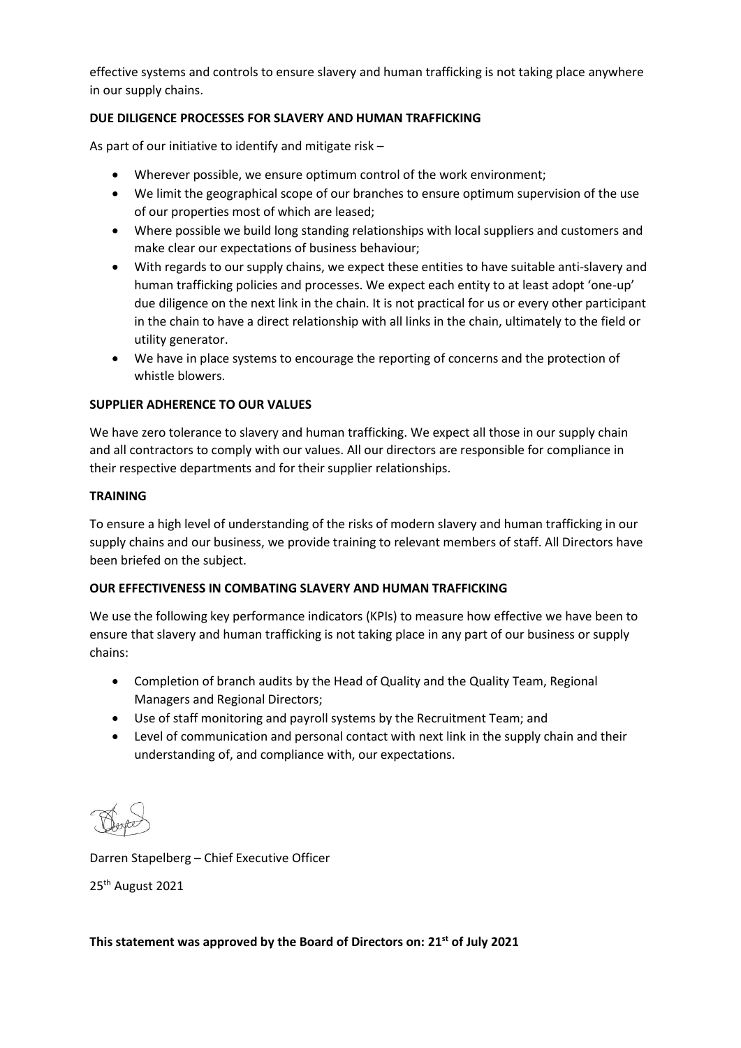effective systems and controls to ensure slavery and human trafficking is not taking place anywhere in our supply chains.

**DUE DILIGENCE PROCESSES FOR SLAVERY AND HUMAN TRAFFICKING**

As part of our initiative to identify and mitigate risk –

- Wherever possible, we ensure optimum control of the work environment;
- We limit the geographical scope of our branches to ensure optimum supervision of the use of our properties most of which are leased;
- Where possible we build long standing relationships with local suppliers and customers and make clear our expectations of business behaviour;
- With regards to our supply chains, we expect these entities to have suitable anti-slavery and human trafficking policies and processes. We expect each entity to at least adopt 'one-up' due diligence on the next link in the chain. It is not practical for us or every other participant in the chain to have a direct relationship with all links in the chain, ultimately to the field or utility generator.
- We have in place systems to encourage the reporting of concerns and the protection of whistle blowers.

**SUPPLIER ADHERENCE TO OUR VALUES**

We have zero tolerance to slavery and human trafficking. We expect all those in our supply chain and all contractors to comply with our values. All our directors are responsible for compliance in their respective departments and for their supplier relationships.

**TRAINING**

To ensure a high level of understanding of the risks of modern slavery and human trafficking in our supply chains and our business, we provide training to relevant members of staff. All Directors have been briefed on the subject.

**OUR EFFECTIVENESS IN COMBATING SLAVERY AND HUMAN TRAFFICKING**

We use the following key performance indicators (KPIs) to measure how effective we have been to ensure that slavery and human trafficking is not taking place in any part of our business or supply chains:

- Completion of branch audits by the Head of Quality and the Quality Team, Regional Managers and Regional Directors;
- Use of staff monitoring and payroll systems by the Recruitment Team; and
- Level of communication and personal contact with next link in the supply chain and their understanding of, and compliance with, our expectations.

Darren Stapelberg – Chief Executive Officer

25th August 2021

**This statement was approved by the Board of Directors on: 21st of July 2021**